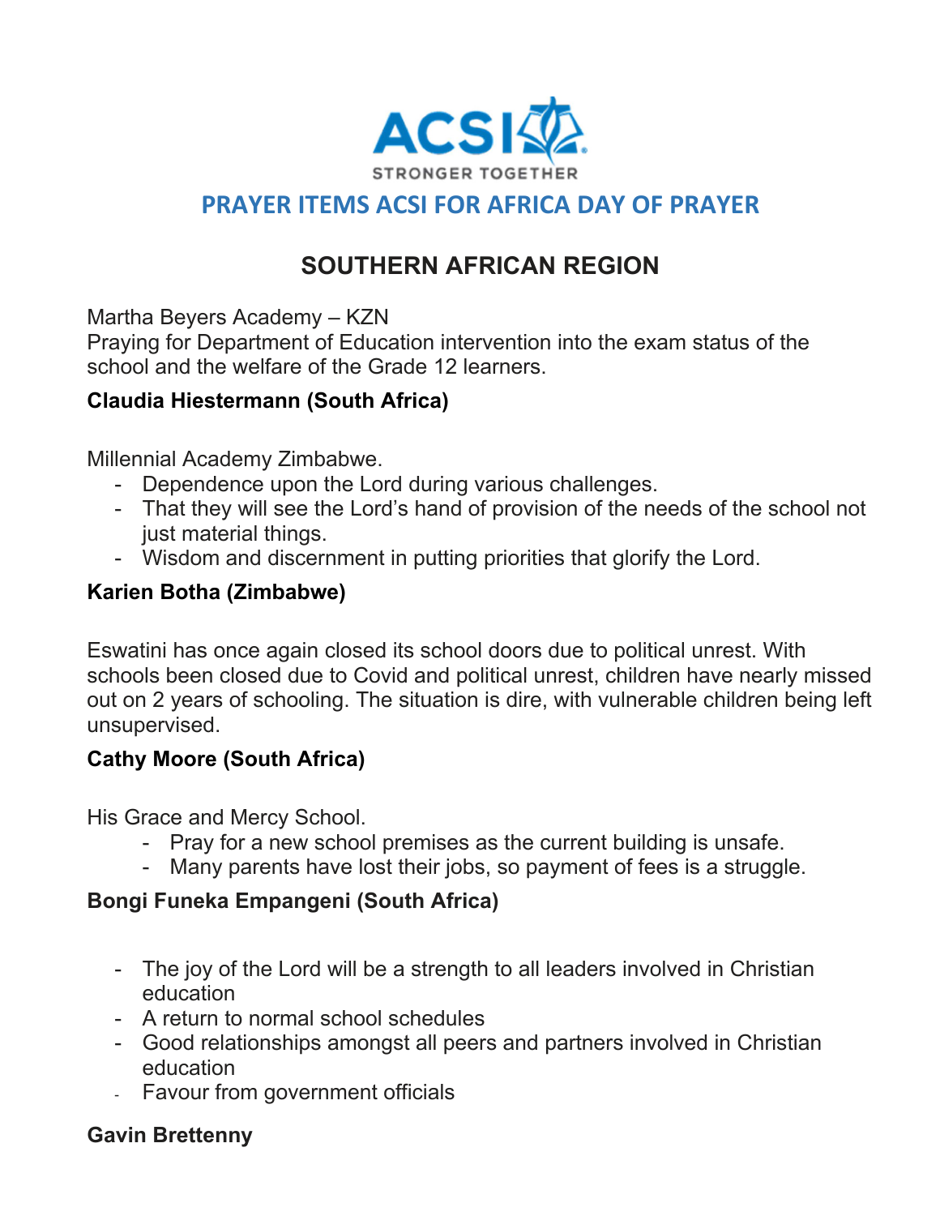ACSI

STRONGER TOGETHER

# PRAYER ITEMS ACSI FOR AFRICA DAY OF PRAYER

## SOUTHERN AFRICAN REGION

Martha Beyers Academy – KZN
Praying for Department of Education intervention into the exam status of the school and the welfare of the Grade 12 learners.

**Claudia Hiestermann (South Africa)**

Millennial Academy Zimbabwe.

- Dependence upon the Lord during various challenges.
- That they will see the Lord's hand of provision of the needs of the school not just material things.
- Wisdom and discernment in putting priorities that glorify the Lord.

**Karien Botha (Zimbabwe)**

Eswatini has once again closed its school doors due to political unrest. With schools been closed due to Covid and political unrest, children have nearly missed out on 2 years of schooling. The situation is dire, with vulnerable children being left unsupervised.

**Cathy Moore (South Africa)**

His Grace and Mercy School.

- Pray for a new school premises as the current building is unsafe.
- Many parents have lost their jobs, so payment of fees is a struggle.

**Bongi Funeka Empangeni (South Africa)**

- The joy of the Lord will be a strength to all leaders involved in Christian education
- A return to normal school schedules
- Good relationships amongst all peers and partners involved in Christian education
- Favour from government officials

**Gavin Brettenny**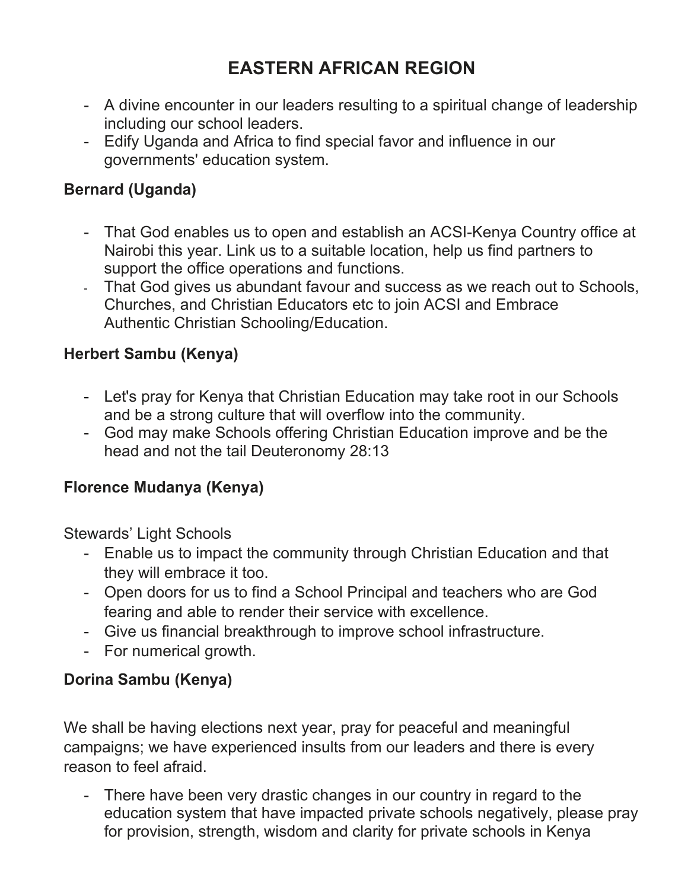# EASTERN AFRICAN REGION

- A divine encounter in our leaders resulting to a spiritual change of leadership including our school leaders.
- Edify Uganda and Africa to find special favor and influence in our governments' education system.

**Bernard (Uganda)**

- That God enables us to open and establish an ACSI-Kenya Country office at Nairobi this year. Link us to a suitable location, help us find partners to support the office operations and functions.
- That God gives us abundant favour and success as we reach out to Schools, Churches, and Christian Educators etc to join ACSI and Embrace Authentic Christian Schooling/Education.

**Herbert Sambu (Kenya)**

- Let's pray for Kenya that Christian Education may take root in our Schools and be a strong culture that will overflow into the community.
- God may make Schools offering Christian Education improve and be the head and not the tail Deuteronomy 28:13

**Florence Mudanya (Kenya)**

Stewards' Light Schools

- Enable us to impact the community through Christian Education and that they will embrace it too.
- Open doors for us to find a School Principal and teachers who are God fearing and able to render their service with excellence.
- Give us financial breakthrough to improve school infrastructure.
- For numerical growth.

**Dorina Sambu (Kenya)**

We shall be having elections next year, pray for peaceful and meaningful campaigns; we have experienced insults from our leaders and there is every reason to feel afraid.

- There have been very drastic changes in our country in regard to the education system that have impacted private schools negatively, please pray for provision, strength, wisdom and clarity for private schools in Kenya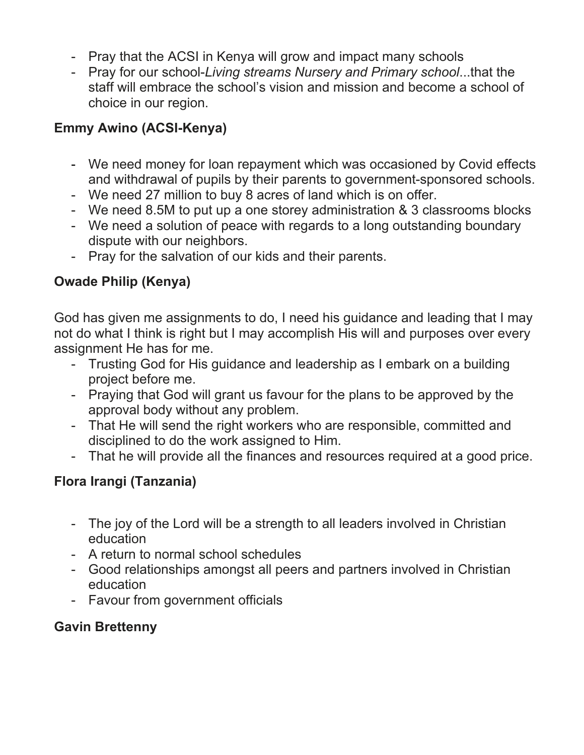- Pray that the ACSI in Kenya will grow and impact many schools
- Pray for our school-*Living streams Nursery and Primary school*...that the staff will embrace the school's vision and mission and become a school of choice in our region.

**Emmy Awino (ACSI-Kenya)**

- We need money for loan repayment which was occasioned by Covid effects and withdrawal of pupils by their parents to government-sponsored schools.
- We need 27 million to buy 8 acres of land which is on offer.
- We need 8.5M to put up a one storey administration & 3 classrooms blocks
- We need a solution of peace with regards to a long outstanding boundary dispute with our neighbors.
- Pray for the salvation of our kids and their parents.

**Owade Philip (Kenya)**

God has given me assignments to do, I need his guidance and leading that I may not do what I think is right but I may accomplish His will and purposes over every assignment He has for me.

- Trusting God for His guidance and leadership as I embark on a building project before me.
- Praying that God will grant us favour for the plans to be approved by the approval body without any problem.
- That He will send the right workers who are responsible, committed and disciplined to do the work assigned to Him.
- That he will provide all the finances and resources required at a good price.

**Flora Irangi (Tanzania)**

- The joy of the Lord will be a strength to all leaders involved in Christian education
- A return to normal school schedules
- Good relationships amongst all peers and partners involved in Christian education
- Favour from government officials

**Gavin Brettenny**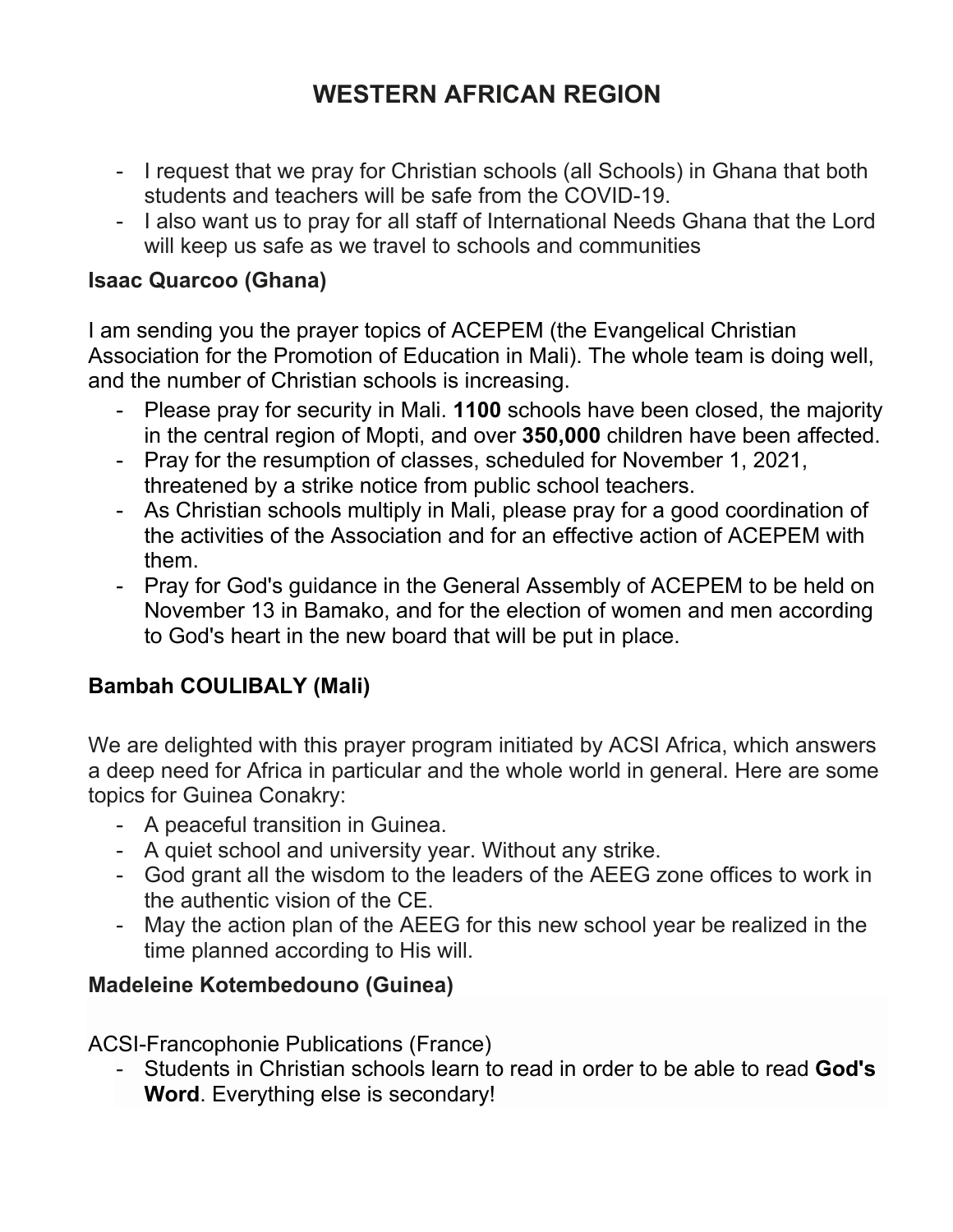# WESTERN AFRICAN REGION

- I request that we pray for Christian schools (all Schools) in Ghana that both students and teachers will be safe from the COVID-19.
- I also want us to pray for all staff of International Needs Ghana that the Lord will keep us safe as we travel to schools and communities

**Isaac Quarcoo (Ghana)**

I am sending you the prayer topics of ACEPEM (the Evangelical Christian Association for the Promotion of Education in Mali). The whole team is doing well, and the number of Christian schools is increasing.

- Please pray for security in Mali. **1100** schools have been closed, the majority in the central region of Mopti, and over **350,000** children have been affected.
- Pray for the resumption of classes, scheduled for November 1, 2021, threatened by a strike notice from public school teachers.
- As Christian schools multiply in Mali, please pray for a good coordination of the activities of the Association and for an effective action of ACEPEM with them.
- Pray for God's guidance in the General Assembly of ACEPEM to be held on November 13 in Bamako, and for the election of women and men according to God's heart in the new board that will be put in place.

**Bambah COULIBALY (Mali)**

We are delighted with this prayer program initiated by ACSI Africa, which answers a deep need for Africa in particular and the whole world in general. Here are some topics for Guinea Conakry:

- A peaceful transition in Guinea.
- A quiet school and university year. Without any strike.
- God grant all the wisdom to the leaders of the AEEG zone offices to work in the authentic vision of the CE.
- May the action plan of the AEEG for this new school year be realized in the time planned according to His will.

**Madeleine Kotembedouno (Guinea)**

ACSI-Francophonie Publications (France)

- Students in Christian schools learn to read in order to be able to read **God's Word**. Everything else is secondary!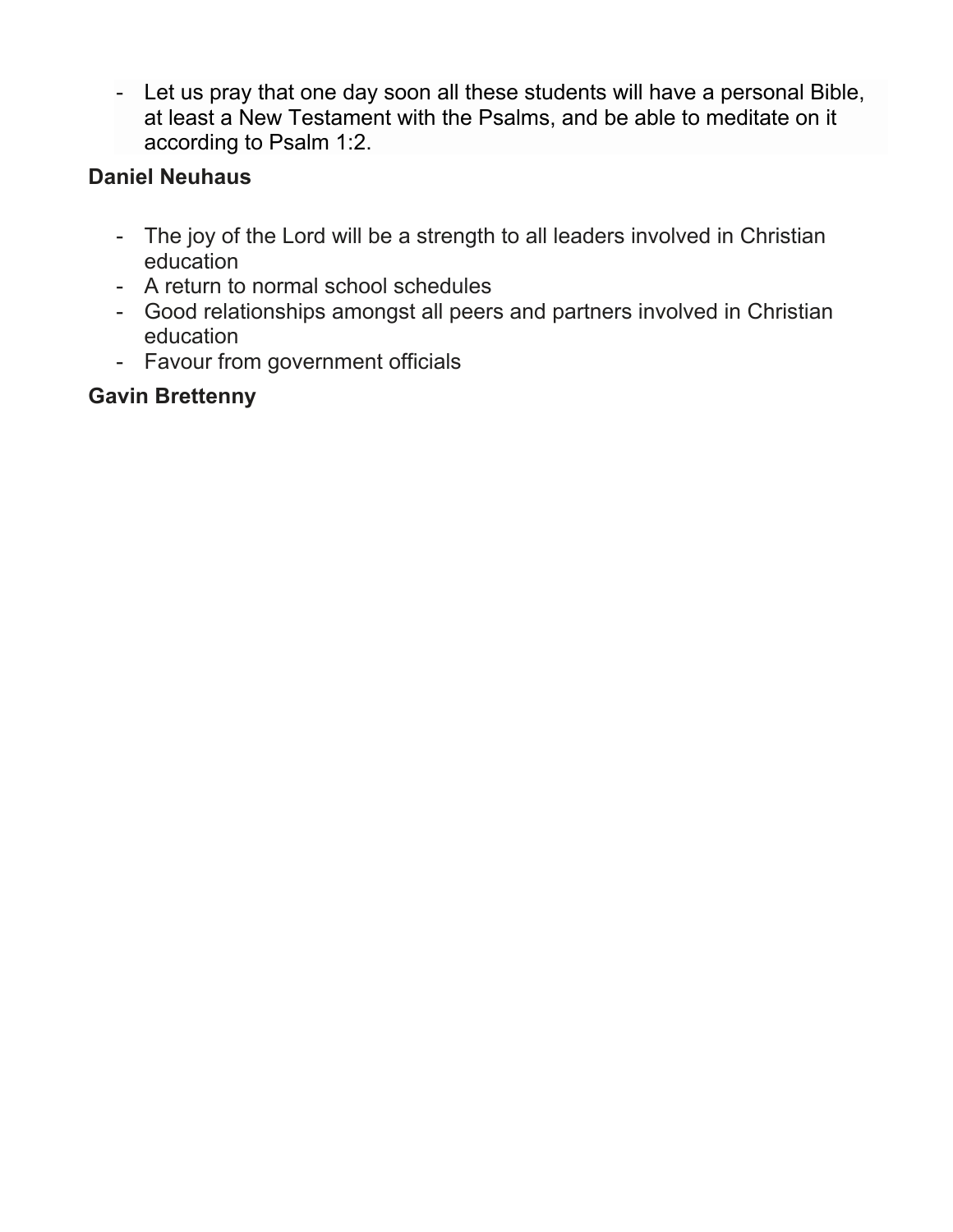- Let us pray that one day soon all these students will have a personal Bible, at least a New Testament with the Psalms, and be able to meditate on it according to Psalm 1:2.

**Daniel Neuhaus**

- The joy of the Lord will be a strength to all leaders involved in Christian education
- A return to normal school schedules
- Good relationships amongst all peers and partners involved in Christian education
- Favour from government officials

**Gavin Brettenny**